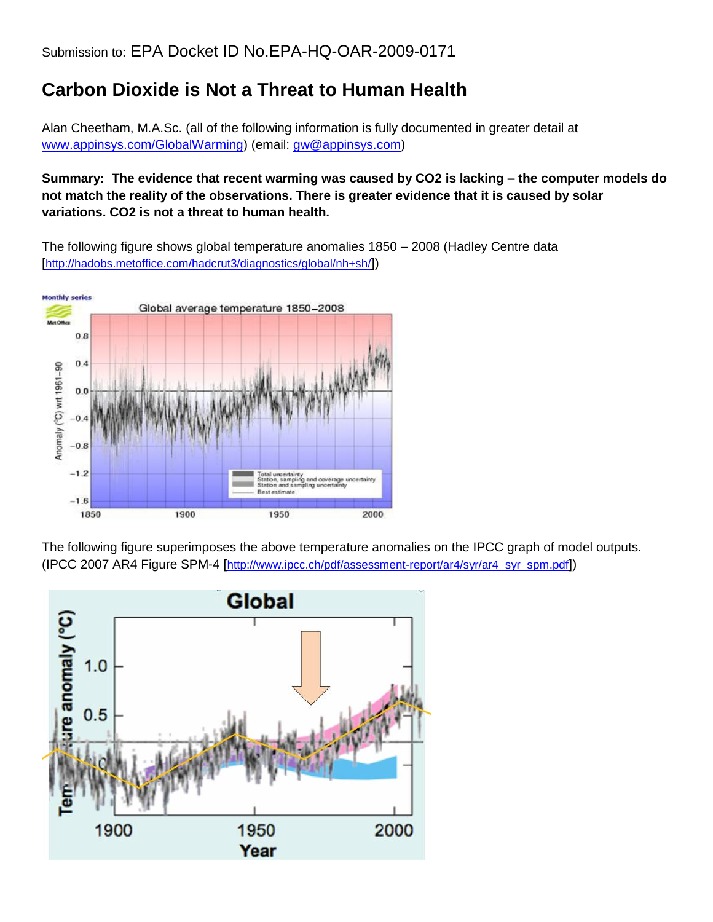Submission to: EPA Docket ID No.EPA-HQ-OAR-2009-0171

# Carbon Dioxide is Not a Threat to Human Health

Alan Cheetham, M.A.Sc. (all of the following information is fully documented in greater detail at www.appinsys.com/GlobalWarming) (email: gw@appinsys.com)

**Summary: The evidence that recent warming was caused by $CO_2$ is lacking – the computer models do not match the reality of the observations. There is greater evidence that it is caused by solar variations. $CO_2$ is not a threat to human health.**

The following figure shows global temperature anomalies 1850 – 2008 (Hadley Centre data [http://hadobs.metoffice.com/hadcrut3/diagnostics/global/nh+sh/])

The following figure superimposes the above temperature anomalies on the IPCC graph of model outputs. (IPCC 2007 AR4 Figure SPM-4 [http://www.ipcc.ch/pdf/assessment-report/ar4/syr/ar4_syr_spm.pdf])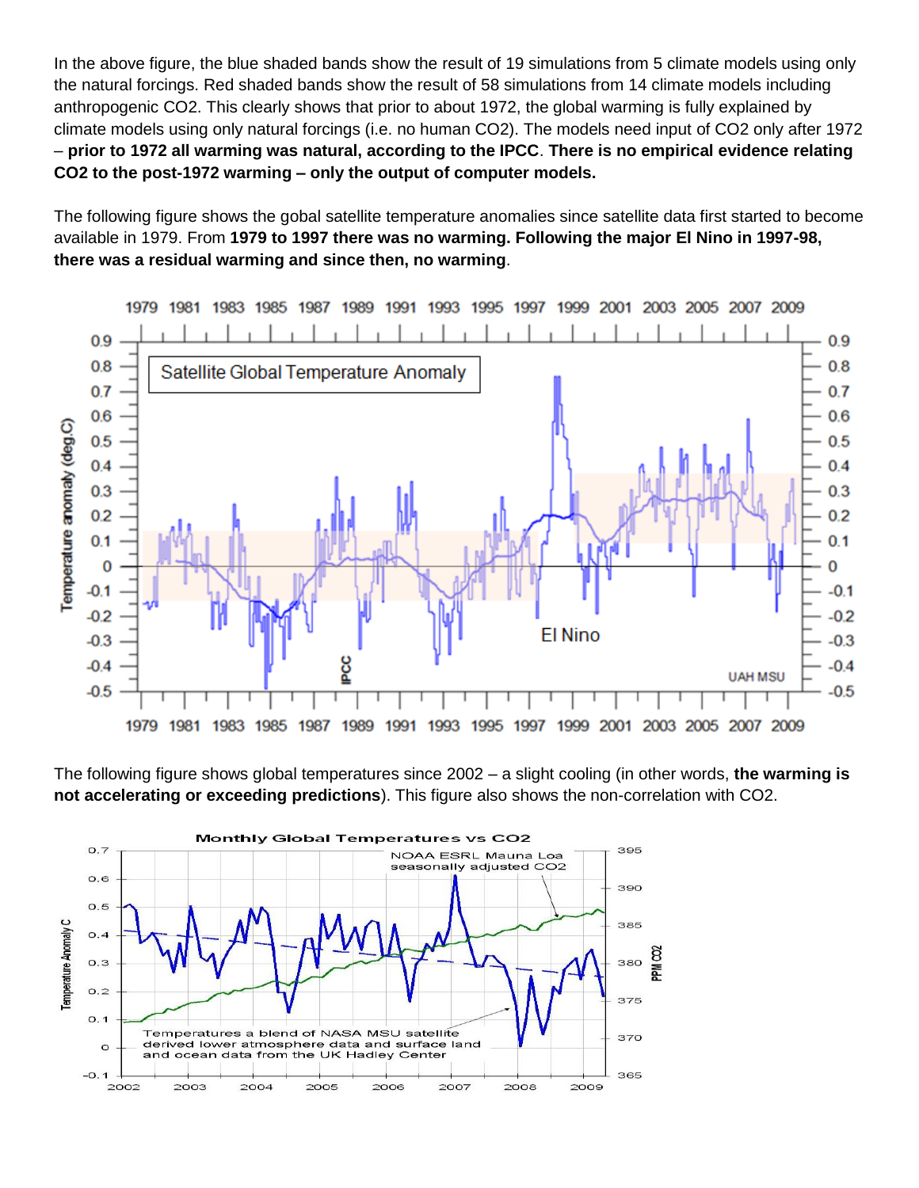In the above figure, the blue shaded bands show the result of 19 simulations from 5 climate models using only the natural forcings. Red shaded bands show the result of 58 simulations from 14 climate models including anthropogenic $CO_2$. This clearly shows that prior to about 1972, the global warming is fully explained by climate models using only natural forcings (i.e. no human $CO_2$). The models need input of $CO_2$ only after 1972 – **prior to 1972 all warming was natural, according to the IPCC**. **There is no empirical evidence relating $CO_2$ to the post-1972 warming – only the output of computer models.**

The following figure shows the gobal satellite temperature anomalies since satellite data first started to become available in 1979. From **1979 to 1997 there was no warming. Following the major El Nino in 1997-98, there was a residual warming and since then, no warming**.

The following figure shows global temperatures since 2002 – a slight cooling (in other words, **the warming is not accelerating or exceeding predictions**). This figure also shows the non-correlation with $CO_2$.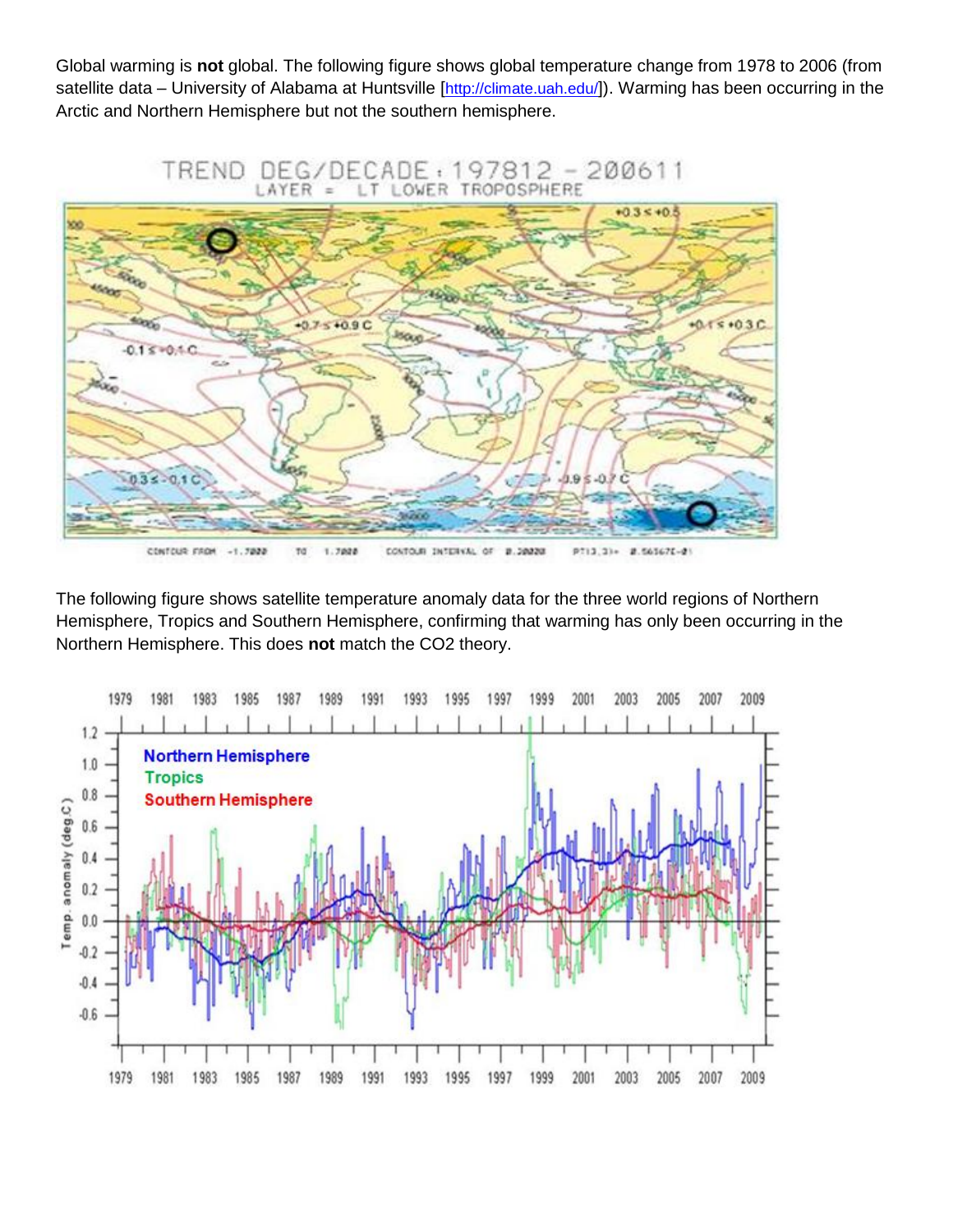Global warming is **not** global. The following figure shows global temperature change from 1978 to 2006 (from satellite data – University of Alabama at Huntsville [http://climate.uah.edu/]). Warming has been occurring in the Arctic and Northern Hemisphere but not the southern hemisphere.

The following figure shows satellite temperature anomaly data for the three world regions of Northern Hemisphere, Tropics and Southern Hemisphere, confirming that warming has only been occurring in the Northern Hemisphere. This does **not** match the $CO_2$ theory.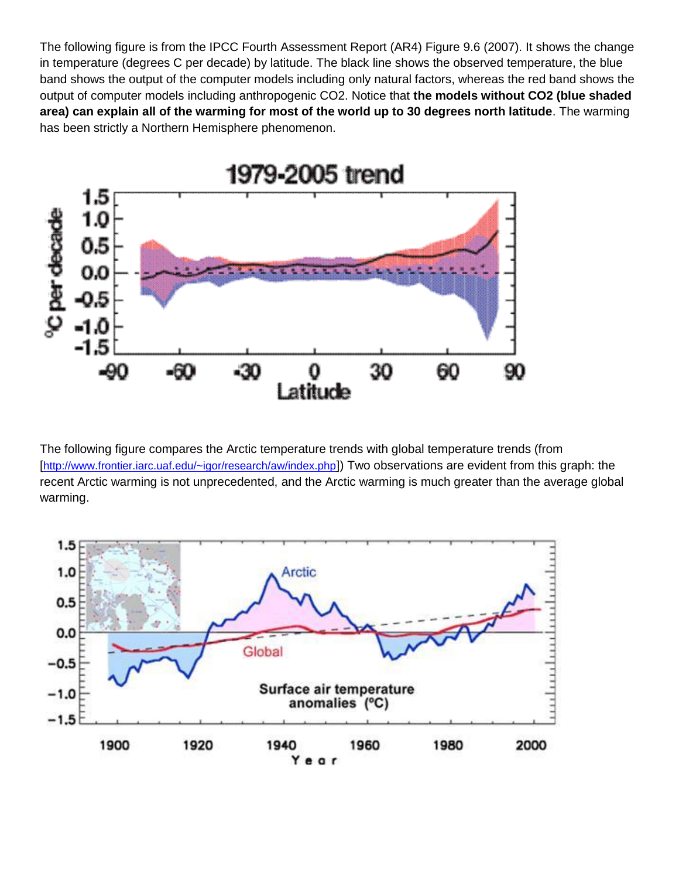The following figure is from the IPCC Fourth Assessment Report (AR4) Figure 9.6 (2007). It shows the change in temperature (degrees C per decade) by latitude. The black line shows the observed temperature, the blue band shows the output of the computer models including only natural factors, whereas the red band shows the output of computer models including anthropogenic CO2. Notice that **the models without CO2 (blue shaded area) can explain all of the warming for most of the world up to 30 degrees north latitude**. The warming has been strictly a Northern Hemisphere phenomenon.

The following figure compares the Arctic temperature trends with global temperature trends (from [http://www.frontier.iarc.uaf.edu/~igor/research/aw/index.php]) Two observations are evident from this graph: the recent Arctic warming is not unprecedented, and the Arctic warming is much greater than the average global warming.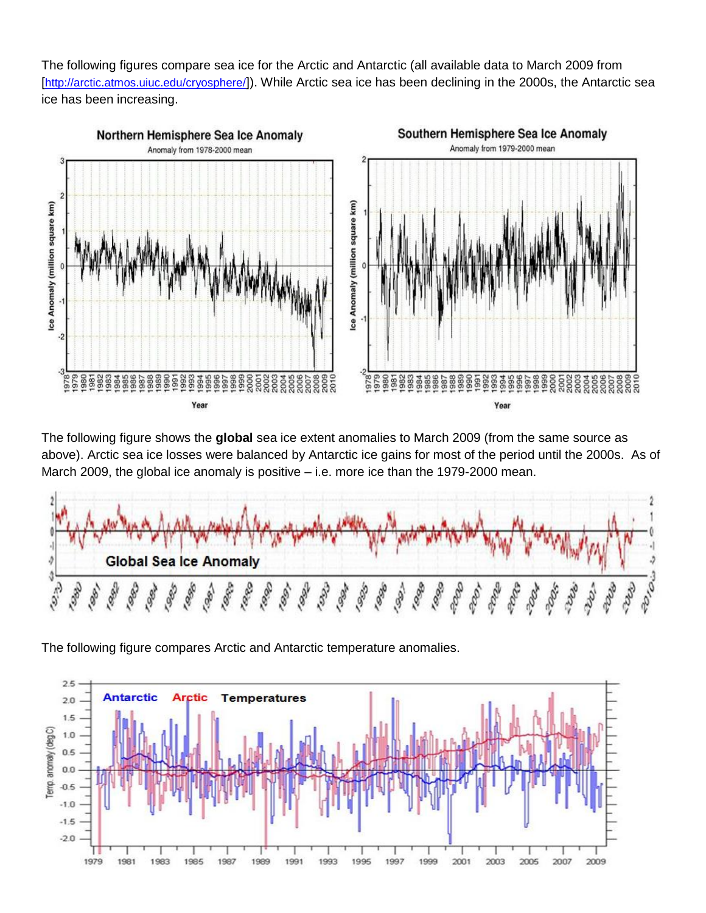The following figures compare sea ice for the Arctic and Antarctic (all available data to March 2009 from [http://arctic.atmos.uiuc.edu/cryosphere/]). While Arctic sea ice has been declining in the 2000s, the Antarctic sea ice has been increasing.

The following figure shows the **global** sea ice extent anomalies to March 2009 (from the same source as above). Arctic sea ice losses were balanced by Antarctic ice gains for most of the period until the 2000s. As of March 2009, the global ice anomaly is positive – i.e. more ice than the 1979-2000 mean.

The following figure compares Arctic and Antarctic temperature anomalies.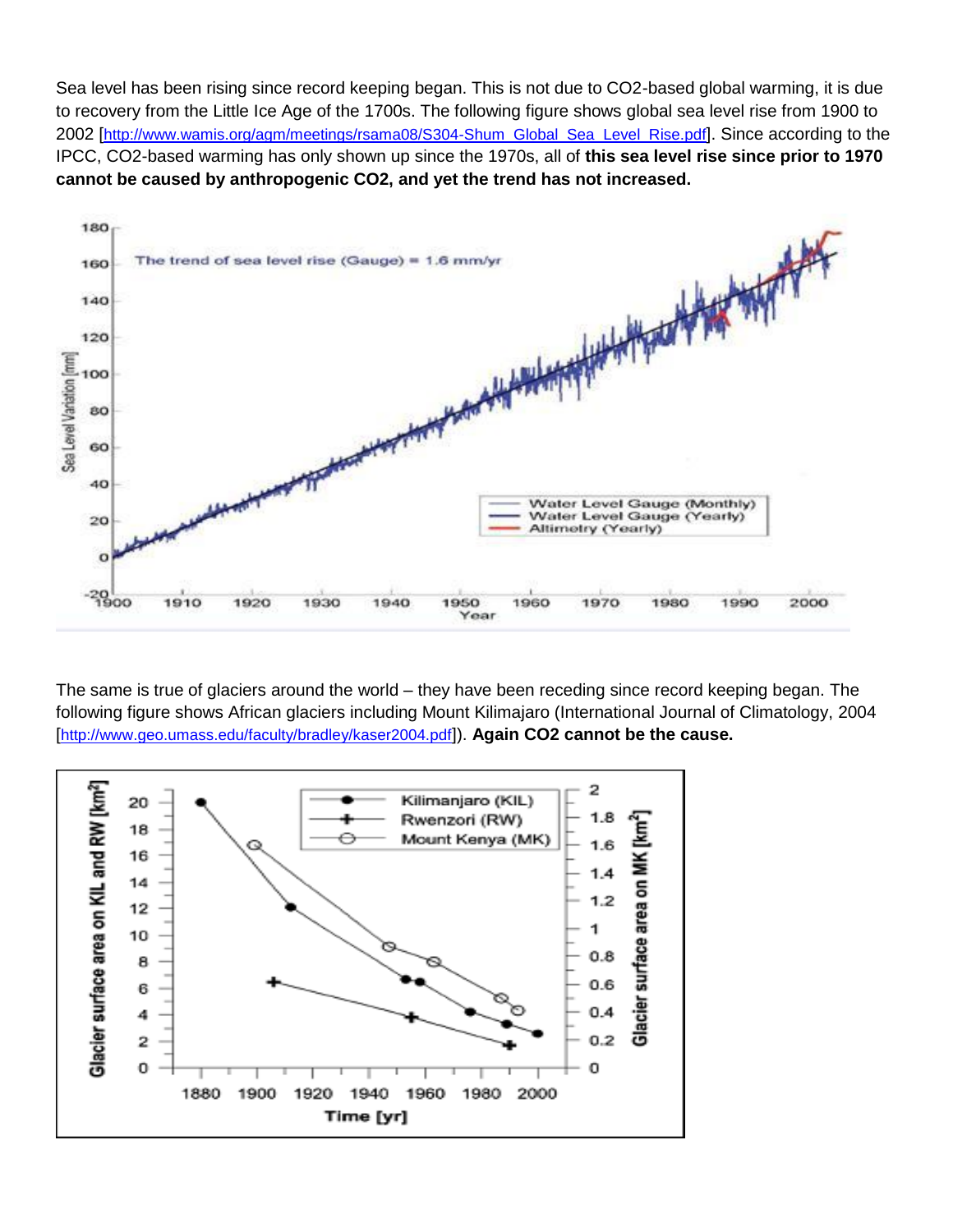Sea level has been rising since record keeping began. This is not due to $CO_2$-based global warming, it is due to recovery from the Little Ice Age of the 1700s. The following figure shows global sea level rise from 1900 to 2002 [http://www.wamis.org/agm/meetings/rsama08/S304-Shum_Global_Sea_Level_Rise.pdf]. Since according to the IPCC, $CO_2$-based warming has only shown up since the 1970s, all of **this sea level rise since prior to 1970 cannot be caused by anthropogenic $CO_2$, and yet the trend has not increased.**

The same is true of glaciers around the world – they have been receding since record keeping began. The following figure shows African glaciers including Mount Kilimajaro (International Journal of Climatology, 2004 [http://www.geo.umass.edu/faculty/bradley/kaser2004.pdf]). **Again $CO_2$ cannot be the cause.**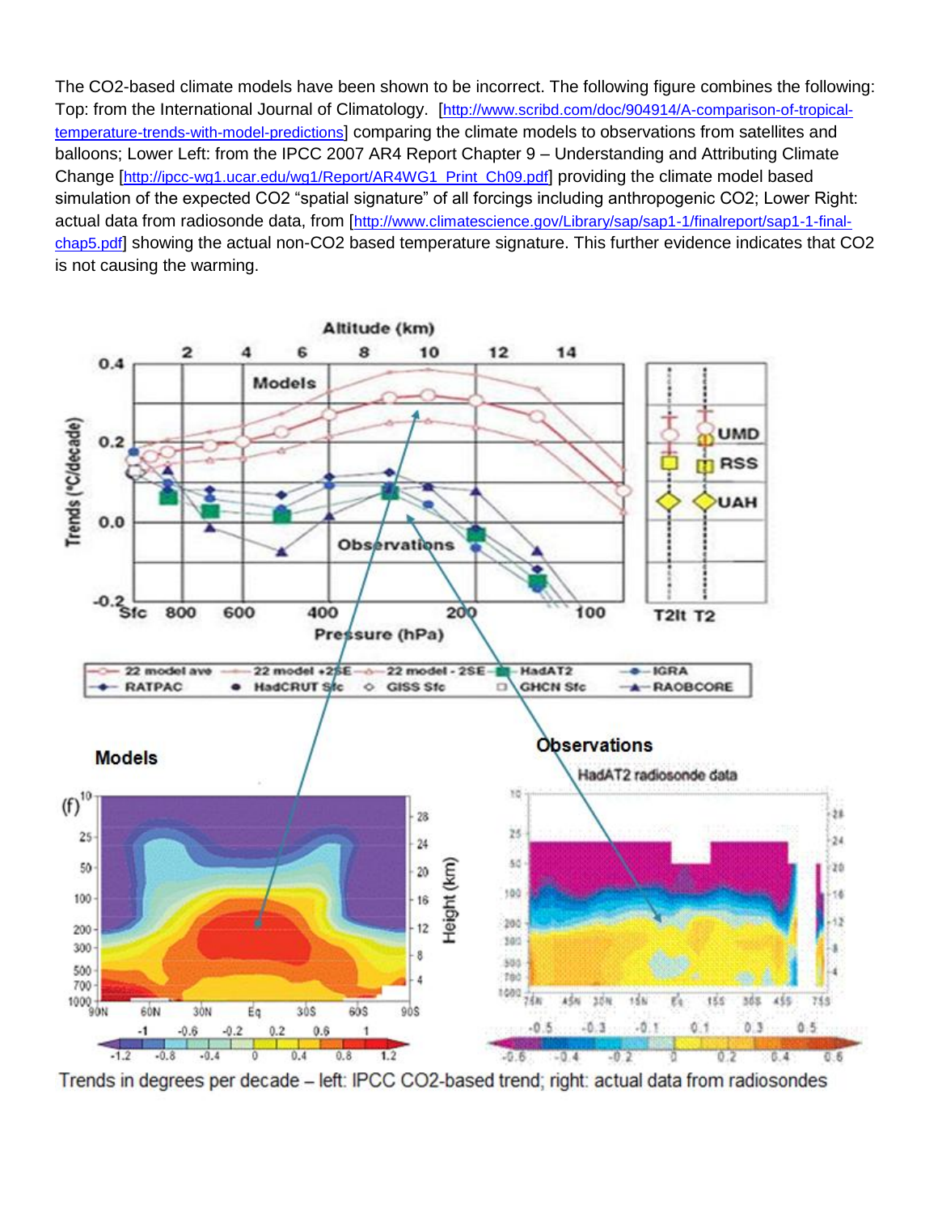The $CO_2$-based climate models have been shown to be incorrect. The following figure combines the following: Top: from the International Journal of Climatology. [http://www.scribd.com/doc/904914/A-comparison-of-tropical-temperature-trends-with-model-predictions] comparing the climate models to observations from satellites and balloons; Lower Left: from the IPCC 2007 AR4 Report Chapter 9 – Understanding and Attributing Climate Change [http://ipcc-wg1.ucar.edu/wg1/Report/AR4WG1_Print_Ch09.pdf] providing the climate model based simulation of the expected $CO_2$ "spatial signature" of all forcings including anthropogenic $CO_2$; Lower Right: actual data from radiosonde data, from [http://www.climatescience.gov/Library/sap/sap1-1/finalreport/sap1-1-final-chap5.pdf] showing the actual non-$CO_2$ based temperature signature. This further evidence indicates that $CO_2$ is not causing the warming.

Trends in degrees per decade – left: IPCC $CO_2$-based trend; right: actual data from radiosondes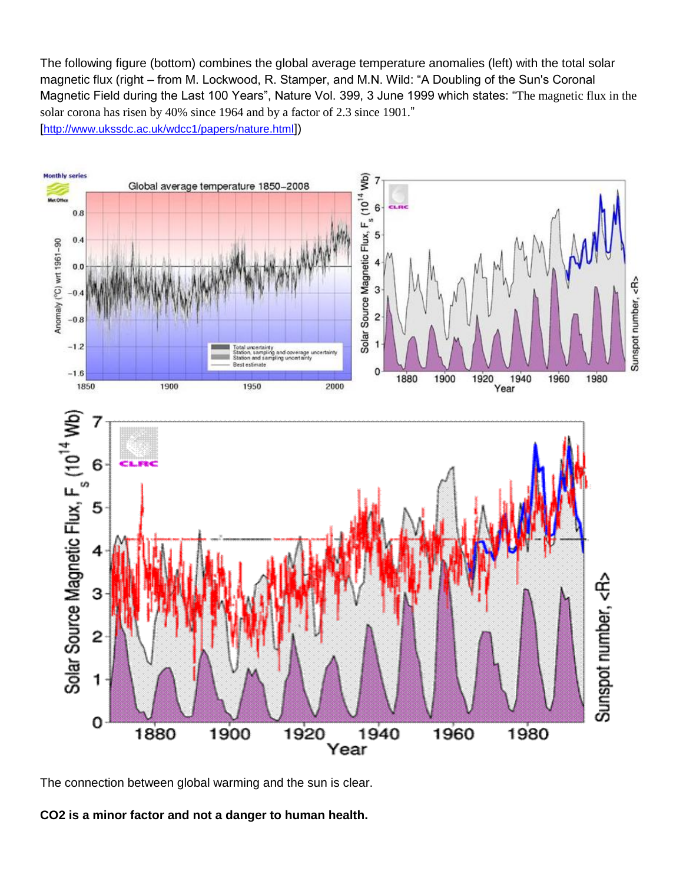The following figure (bottom) combines the global average temperature anomalies (left) with the total solar magnetic flux (right – from M. Lockwood, R. Stamper, and M.N. Wild: “A Doubling of the Sun's Coronal Magnetic Field during the Last 100 Years”, Nature Vol. 399, 3 June 1999 which states: “The magnetic flux in the solar corona has risen by 40% since 1964 and by a factor of 2.3 since 1901.” [http://www.ukssdc.ac.uk/wdcc1/papers/nature.html])

Monthly series

Met Office

Global average temperature 1850–2008

Anomaly (°C) wrt 1961–90

0.8
0.4
0.0
−0.4
−0.8
−1.2
−1.6

1850
1900
1950
2000

Total uncertainty
Station, sampling and coverage uncertainty
Station and sampling uncertainty
Best estimate

CLRC

Solar Source Magnetic Flux, $F_s$ ($10^{14}$ Wb)

Sunspot number, <R>

0
1
2
3
4
5
6
7

1880
1900
1920
1940
1960
1980
Year

CLRC

Solar Source Magnetic Flux, $F_s$ ($10^{14}$ Wb)

Sunspot number, <R>

0
1
2
3
4
5
6
7

1880
1900
1920
1940
1960
1980
Year

The connection between global warming and the sun is clear.

**$CO_2$ is a minor factor and not a danger to human health.**